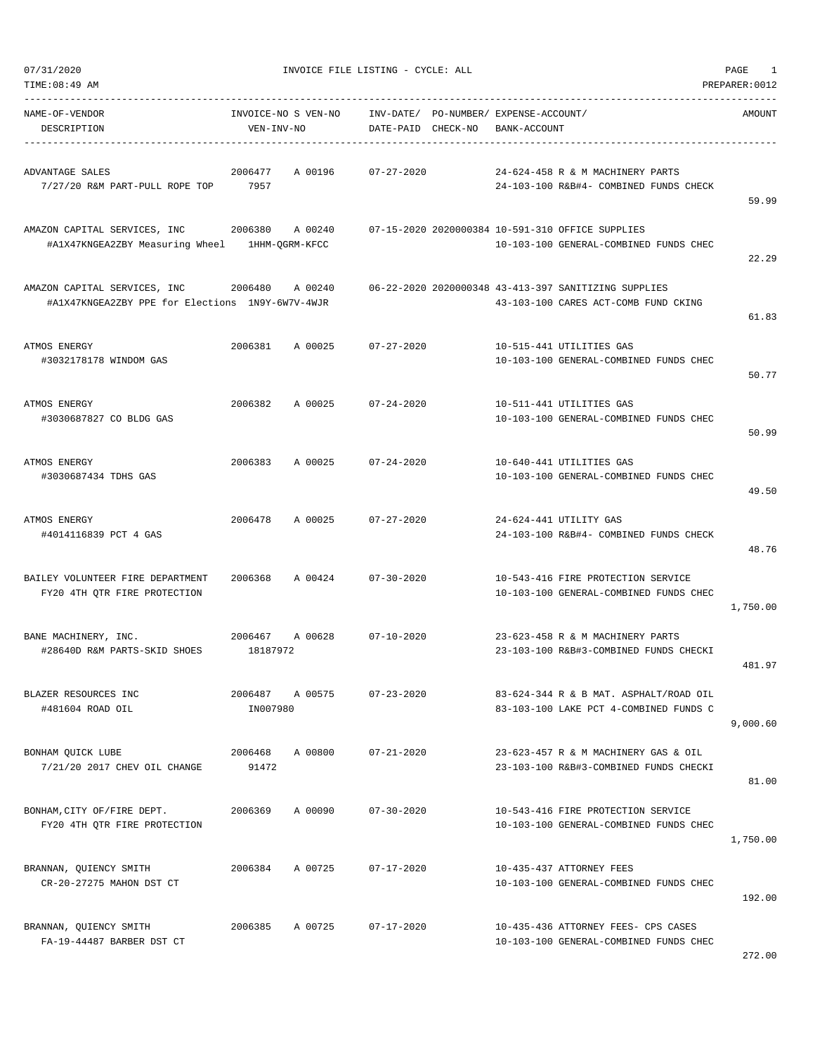07/31/2020 INVOICE FILE LISTING - CYCLE: ALL

TIME:08:49 AM PREPARER:0012

| NAME-OF-VENDOR / DESCRIPTION | INVOICE-NO S VEN-NO / VEN-INV-NO | INV-DATE/ DATE-PAID | PO-NUMBER/ CHECK-NO | EXPENSE-ACCOUNT/ BANK-ACCOUNT | AMOUNT |
|---|---|---|---|---|---|
| ADVANTAGE SALES<br>7/27/20 R&M PART-PULL ROPE TOP | 2006477 A 00196<br>7957 | 07-27-2020 | | 24-624-458 R & M MACHINERY PARTS<br>24-103-100 R&B#4- COMBINED FUNDS CHECK | 59.99 |
| AMAZON CAPITAL SERVICES, INC<br>#A1X47KNGEA2ZBY Measuring Wheel | 2006380 A 00240<br>1HHM-QGRM-KFCC | 07-15-2020 | 2020000384 | 10-591-310 OFFICE SUPPLIES<br>10-103-100 GENERAL-COMBINED FUNDS CHEC | 22.29 |
| AMAZON CAPITAL SERVICES, INC<br>#A1X47KNGEA2ZBY PPE for Elections | 2006480 A 00240<br>1N9Y-6W7V-4WJR | 06-22-2020 | 2020000348 | 43-413-397 SANITIZING SUPPLIES<br>43-103-100 CARES ACT-COMB FUND CKING | 61.83 |
| ATMOS ENERGY<br>#3032178178 WINDOM GAS | 2006381 A 00025 | 07-27-2020 | | 10-515-441 UTILITIES GAS<br>10-103-100 GENERAL-COMBINED FUNDS CHEC | 50.77 |
| ATMOS ENERGY<br>#3030687827 CO BLDG GAS | 2006382 A 00025 | 07-24-2020 | | 10-511-441 UTILITIES GAS<br>10-103-100 GENERAL-COMBINED FUNDS CHEC | 50.99 |
| ATMOS ENERGY<br>#3030687434 TDHS GAS | 2006383 A 00025 | 07-24-2020 | | 10-640-441 UTILITIES GAS<br>10-103-100 GENERAL-COMBINED FUNDS CHEC | 49.50 |
| ATMOS ENERGY<br>#4014116839 PCT 4 GAS | 2006478 A 00025 | 07-27-2020 | | 24-624-441 UTILITY GAS<br>24-103-100 R&B#4- COMBINED FUNDS CHECK | 48.76 |
| BAILEY VOLUNTEER FIRE DEPARTMENT<br>FY20 4TH QTR FIRE PROTECTION | 2006368 A 00424 | 07-30-2020 | | 10-543-416 FIRE PROTECTION SERVICE<br>10-103-100 GENERAL-COMBINED FUNDS CHEC | 1,750.00 |
| BANE MACHINERY, INC.<br>#28640D R&M PARTS-SKID SHOES | 2006467 A 00628<br>18187972 | 07-10-2020 | | 23-623-458 R & M MACHINERY PARTS<br>23-103-100 R&B#3-COMBINED FUNDS CHECKI | 481.97 |
| BLAZER RESOURCES INC<br>#481604 ROAD OIL | 2006487 A 00575<br>IN007980 | 07-23-2020 | | 83-624-344 R & B MAT. ASPHALT/ROAD OIL<br>83-103-100 LAKE PCT 4-COMBINED FUNDS C | 9,000.60 |
| BONHAM QUICK LUBE<br>7/21/20 2017 CHEV OIL CHANGE | 2006468 A 00800<br>91472 | 07-21-2020 | | 23-623-457 R & M MACHINERY GAS & OIL<br>23-103-100 R&B#3-COMBINED FUNDS CHECKI | 81.00 |
| BONHAM,CITY OF/FIRE DEPT.<br>FY20 4TH QTR FIRE PROTECTION | 2006369 A 00090 | 07-30-2020 | | 10-543-416 FIRE PROTECTION SERVICE<br>10-103-100 GENERAL-COMBINED FUNDS CHEC | 1,750.00 |
| BRANNAN, QUIENCY SMITH<br>CR-20-27275 MAHON DST CT | 2006384 A 00725 | 07-17-2020 | | 10-435-437 ATTORNEY FEES<br>10-103-100 GENERAL-COMBINED FUNDS CHEC | 192.00 |
| BRANNAN, QUIENCY SMITH<br>FA-19-44487 BARBER DST CT | 2006385 A 00725 | 07-17-2020 | | 10-435-436 ATTORNEY FEES- CPS CASES<br>10-103-100 GENERAL-COMBINED FUNDS CHEC | 272.00 |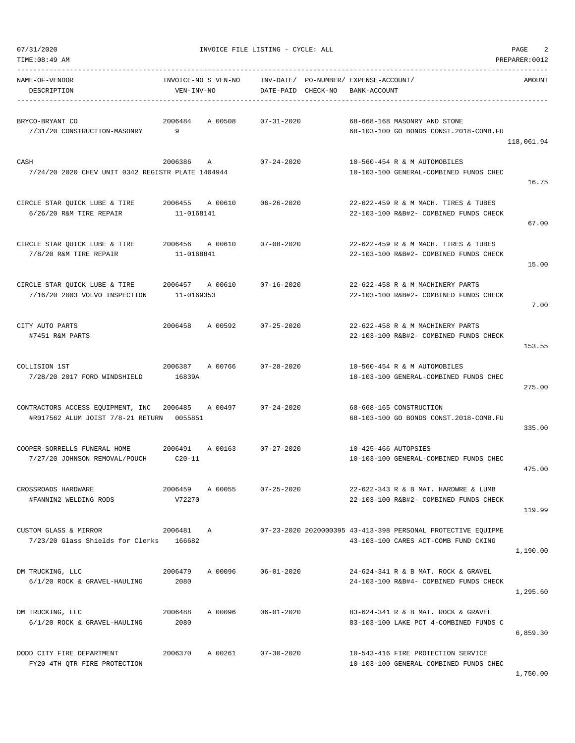# INVOICE FILE LISTING - CYCLE: ALL

07/31/2020
TIME:08:49 AM
PREPARER:0012

| NAME-OF-VENDOR / DESCRIPTION | INVOICE-NO / VEN-INV-NO | S | VEN-NO | INV-DATE/ DATE-PAID | PO-NUMBER/ CHECK-NO | EXPENSE-ACCOUNT/ BANK-ACCOUNT | AMOUNT |
|---|---|---|---|---|---|---|---|
| BRYCO-BRYANT CO<br>7/31/20 CONSTRUCTION-MASONRY | 2006484<br>9 | A | 00508 | 07-31-2020 | | 68-668-168 MASONRY AND STONE<br>68-103-100 GO BONDS CONST.2018-COMB.FU | 118,061.94 |
| CASH<br>7/24/20 2020 CHEV UNIT 0342 REGISTR PLATE 1404944 | 2006386 | A | | 07-24-2020 | | 10-560-454 R & M AUTOMOBILES<br>10-103-100 GENERAL-COMBINED FUNDS CHEC | 16.75 |
| CIRCLE STAR QUICK LUBE & TIRE<br>6/26/20 R&M TIRE REPAIR | 2006455<br>11-0168141 | A | 00610 | 06-26-2020 | | 22-622-459 R & M MACH. TIRES & TUBES<br>22-103-100 R&B#2- COMBINED FUNDS CHECK | 67.00 |
| CIRCLE STAR QUICK LUBE & TIRE<br>7/8/20 R&M TIRE REPAIR | 2006456<br>11-0168841 | A | 00610 | 07-08-2020 | | 22-622-459 R & M MACH. TIRES & TUBES<br>22-103-100 R&B#2- COMBINED FUNDS CHECK | 15.00 |
| CIRCLE STAR QUICK LUBE & TIRE<br>7/16/20 2003 VOLVO INSPECTION | 2006457<br>11-0169353 | A | 00610 | 07-16-2020 | | 22-622-458 R & M MACHINERY PARTS<br>22-103-100 R&B#2- COMBINED FUNDS CHECK | 7.00 |
| CITY AUTO PARTS<br>#7451 R&M PARTS | 2006458 | A | 00592 | 07-25-2020 | | 22-622-458 R & M MACHINERY PARTS<br>22-103-100 R&B#2- COMBINED FUNDS CHECK | 153.55 |
| COLLISION 1ST<br>7/28/20 2017 FORD WINDSHIELD | 2006387<br>16839A | A | 00766 | 07-28-2020 | | 10-560-454 R & M AUTOMOBILES<br>10-103-100 GENERAL-COMBINED FUNDS CHEC | 275.00 |
| CONTRACTORS ACCESS EQUIPMENT, INC<br>#R017562 ALUM JOIST 7/8-21 RETURN | 2006485<br>0055851 | A | 00497 | 07-24-2020 | | 68-668-165 CONSTRUCTION<br>68-103-100 GO BONDS CONST.2018-COMB.FU | 335.00 |
| COOPER-SORRELLS FUNERAL HOME<br>7/27/20 JOHNSON REMOVAL/POUCH | 2006491<br>C20-11 | A | 00163 | 07-27-2020 | | 10-425-466 AUTOPSIES<br>10-103-100 GENERAL-COMBINED FUNDS CHEC | 475.00 |
| CROSSROADS HARDWARE<br>#FANNIN2 WELDING RODS | 2006459<br>V72270 | A | 00055 | 07-25-2020 | | 22-622-343 R & B MAT. HARDWRE & LUMB<br>22-103-100 R&B#2- COMBINED FUNDS CHECK | 119.99 |
| CUSTOM GLASS & MIRROR<br>7/23/20 Glass Shields for Clerks | 2006481<br>166682 | A | | 07-23-2020 | 2020000395 | 43-413-398 PERSONAL PROTECTIVE EQUIPME<br>43-103-100 CARES ACT-COMB FUND CKING | 1,190.00 |
| DM TRUCKING, LLC<br>6/1/20 ROCK & GRAVEL-HAULING | 2006479<br>2080 | A | 00096 | 06-01-2020 | | 24-624-341 R & B MAT. ROCK & GRAVEL<br>24-103-100 R&B#4- COMBINED FUNDS CHECK | 1,295.60 |
| DM TRUCKING, LLC<br>6/1/20 ROCK & GRAVEL-HAULING | 2006488<br>2080 | A | 00096 | 06-01-2020 | | 83-624-341 R & B MAT. ROCK & GRAVEL<br>83-103-100 LAKE PCT 4-COMBINED FUNDS C | 6,859.30 |
| DODD CITY FIRE DEPARTMENT<br>FY20 4TH QTR FIRE PROTECTION | 2006370 | A | 00261 | 07-30-2020 | | 10-543-416 FIRE PROTECTION SERVICE<br>10-103-100 GENERAL-COMBINED FUNDS CHEC | 1,750.00 |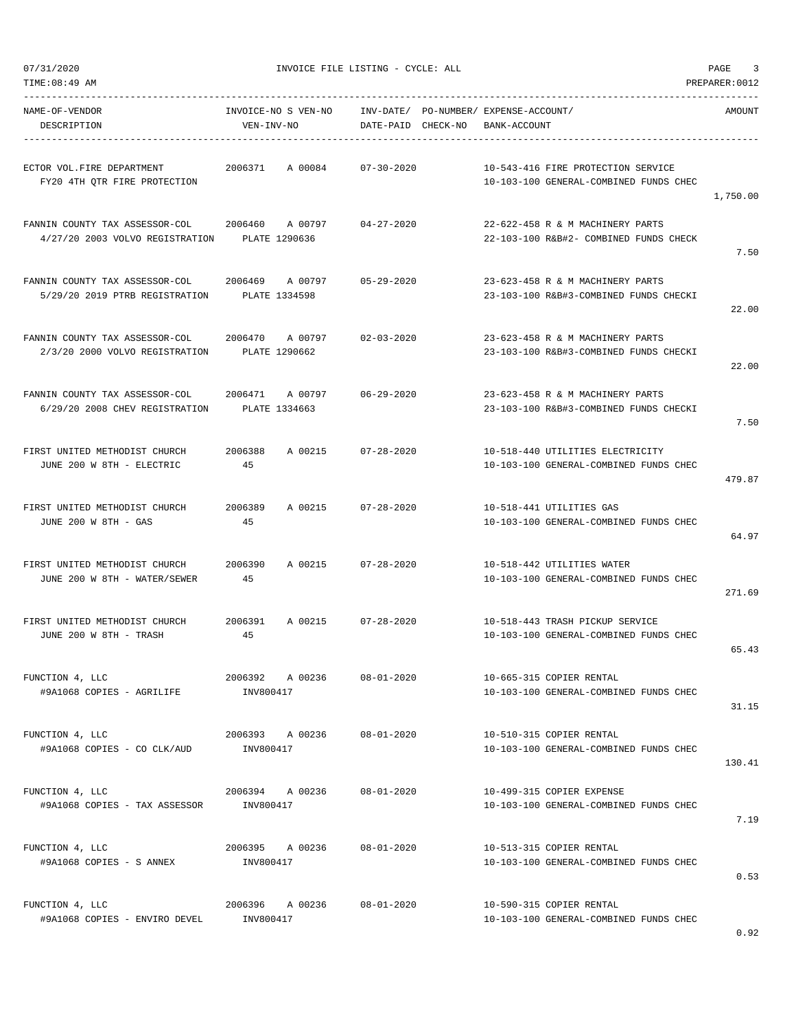07/31/2020 INVOICE FILE LISTING - CYCLE: ALL

TIME:08:49 AM PREPARER:0012

| NAME-OF-VENDOR<br>DESCRIPTION | INVOICE-NO S VEN-NO<br>VEN-INV-NO | INV-DATE/<br>DATE-PAID | PO-NUMBER/<br>CHECK-NO | EXPENSE-ACCOUNT/<br>BANK-ACCOUNT | AMOUNT |
|---|---|---|---|---|---|
| ECTOR VOL.FIRE DEPARTMENT<br>FY20 4TH QTR FIRE PROTECTION | 2006371 A 00084 | 07-30-2020 | | 10-543-416 FIRE PROTECTION SERVICE<br>10-103-100 GENERAL-COMBINED FUNDS CHEC | 1,750.00 |
| FANNIN COUNTY TAX ASSESSOR-COL<br>4/27/20 2003 VOLVO REGISTRATION | 2006460 A 00797<br>PLATE 1290636 | 04-27-2020 | | 22-622-458 R & M MACHINERY PARTS<br>22-103-100 R&B#2- COMBINED FUNDS CHECK | 7.50 |
| FANNIN COUNTY TAX ASSESSOR-COL<br>5/29/20 2019 PTRB REGISTRATION | 2006469 A 00797<br>PLATE 1334598 | 05-29-2020 | | 23-623-458 R & M MACHINERY PARTS<br>23-103-100 R&B#3-COMBINED FUNDS CHECKI | 22.00 |
| FANNIN COUNTY TAX ASSESSOR-COL<br>2/3/20 2000 VOLVO REGISTRATION | 2006470 A 00797<br>PLATE 1290662 | 02-03-2020 | | 23-623-458 R & M MACHINERY PARTS<br>23-103-100 R&B#3-COMBINED FUNDS CHECKI | 22.00 |
| FANNIN COUNTY TAX ASSESSOR-COL<br>6/29/20 2008 CHEV REGISTRATION | 2006471 A 00797<br>PLATE 1334663 | 06-29-2020 | | 23-623-458 R & M MACHINERY PARTS<br>23-103-100 R&B#3-COMBINED FUNDS CHECKI | 7.50 |
| FIRST UNITED METHODIST CHURCH<br>JUNE 200 W 8TH - ELECTRIC | 2006388 A 00215<br>45 | 07-28-2020 | | 10-518-440 UTILITIES ELECTRICITY<br>10-103-100 GENERAL-COMBINED FUNDS CHEC | 479.87 |
| FIRST UNITED METHODIST CHURCH<br>JUNE 200 W 8TH - GAS | 2006389 A 00215<br>45 | 07-28-2020 | | 10-518-441 UTILITIES GAS<br>10-103-100 GENERAL-COMBINED FUNDS CHEC | 64.97 |
| FIRST UNITED METHODIST CHURCH<br>JUNE 200 W 8TH - WATER/SEWER | 2006390 A 00215<br>45 | 07-28-2020 | | 10-518-442 UTILITIES WATER<br>10-103-100 GENERAL-COMBINED FUNDS CHEC | 271.69 |
| FIRST UNITED METHODIST CHURCH<br>JUNE 200 W 8TH - TRASH | 2006391 A 00215<br>45 | 07-28-2020 | | 10-518-443 TRASH PICKUP SERVICE<br>10-103-100 GENERAL-COMBINED FUNDS CHEC | 65.43 |
| FUNCTION 4, LLC<br>#9A1068 COPIES - AGRILIFE | 2006392 A 00236<br>INV800417 | 08-01-2020 | | 10-665-315 COPIER RENTAL<br>10-103-100 GENERAL-COMBINED FUNDS CHEC | 31.15 |
| FUNCTION 4, LLC<br>#9A1068 COPIES - CO CLK/AUD | 2006393 A 00236<br>INV800417 | 08-01-2020 | | 10-510-315 COPIER RENTAL<br>10-103-100 GENERAL-COMBINED FUNDS CHEC | 130.41 |
| FUNCTION 4, LLC<br>#9A1068 COPIES - TAX ASSESSOR | 2006394 A 00236<br>INV800417 | 08-01-2020 | | 10-499-315 COPIER EXPENSE<br>10-103-100 GENERAL-COMBINED FUNDS CHEC | 7.19 |
| FUNCTION 4, LLC<br>#9A1068 COPIES - S ANNEX | 2006395 A 00236<br>INV800417 | 08-01-2020 | | 10-513-315 COPIER RENTAL<br>10-103-100 GENERAL-COMBINED FUNDS CHEC | 0.53 |
| FUNCTION 4, LLC<br>#9A1068 COPIES - ENVIRO DEVEL | 2006396 A 00236<br>INV800417 | 08-01-2020 | | 10-590-315 COPIER RENTAL<br>10-103-100 GENERAL-COMBINED FUNDS CHEC | 0.92 |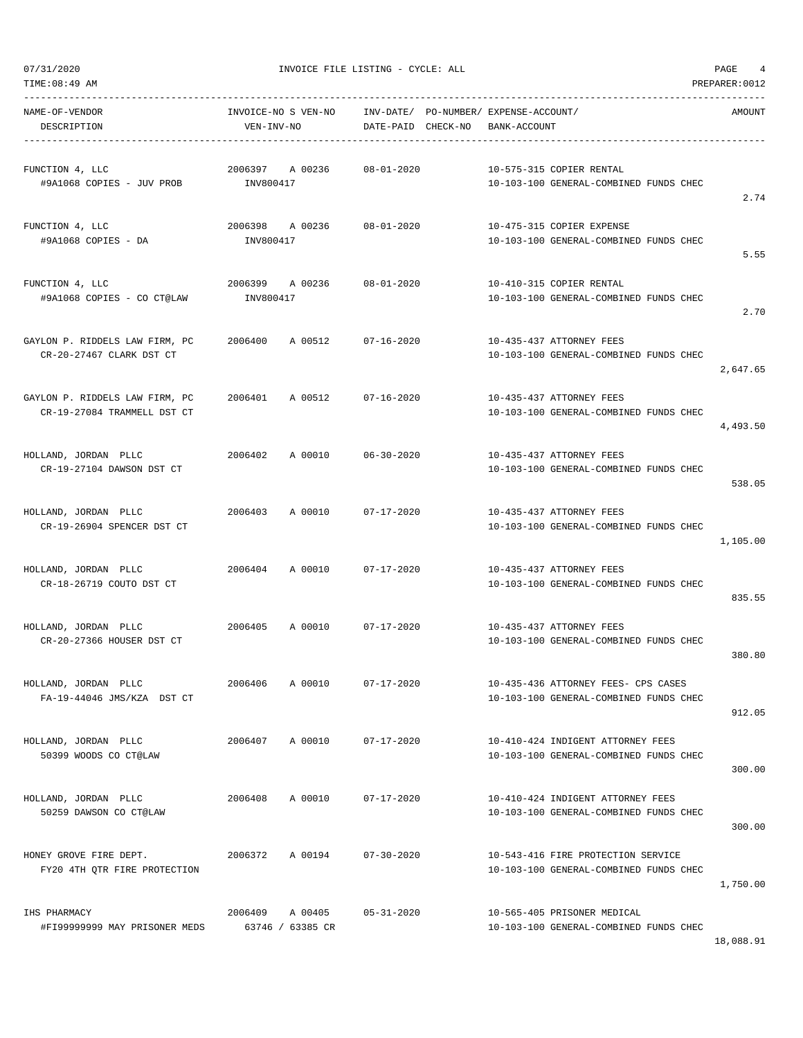07/31/2020 INVOICE FILE LISTING - CYCLE: ALL

TIME:08:49 AM PREPARER:0012

| NAME-OF-VENDOR / DESCRIPTION | INVOICE-NO S VEN-NO / VEN-INV-NO | INV-DATE/ DATE-PAID | PO-NUMBER/ CHECK-NO | EXPENSE-ACCOUNT/ BANK-ACCOUNT | AMOUNT |
|---|---|---|---|---|---|
| FUNCTION 4, LLC<br>#9A1068 COPIES - JUV PROB | 2006397 A 00236<br>INV800417 | 08-01-2020 | | 10-575-315 COPIER RENTAL<br>10-103-100 GENERAL-COMBINED FUNDS CHEC | 2.74 |
| FUNCTION 4, LLC<br>#9A1068 COPIES - DA | 2006398 A 00236<br>INV800417 | 08-01-2020 | | 10-475-315 COPIER EXPENSE<br>10-103-100 GENERAL-COMBINED FUNDS CHEC | 5.55 |
| FUNCTION 4, LLC<br>#9A1068 COPIES - CO CT@LAW | 2006399 A 00236<br>INV800417 | 08-01-2020 | | 10-410-315 COPIER RENTAL<br>10-103-100 GENERAL-COMBINED FUNDS CHEC | 2.70 |
| GAYLON P. RIDDELS LAW FIRM, PC<br>CR-20-27467 CLARK DST CT | 2006400 A 00512 | 07-16-2020 | | 10-435-437 ATTORNEY FEES<br>10-103-100 GENERAL-COMBINED FUNDS CHEC | 2,647.65 |
| GAYLON P. RIDDELS LAW FIRM, PC<br>CR-19-27084 TRAMMELL DST CT | 2006401 A 00512 | 07-16-2020 | | 10-435-437 ATTORNEY FEES<br>10-103-100 GENERAL-COMBINED FUNDS CHEC | 4,493.50 |
| HOLLAND, JORDAN PLLC<br>CR-19-27104 DAWSON DST CT | 2006402 A 00010 | 06-30-2020 | | 10-435-437 ATTORNEY FEES<br>10-103-100 GENERAL-COMBINED FUNDS CHEC | 538.05 |
| HOLLAND, JORDAN PLLC<br>CR-19-26904 SPENCER DST CT | 2006403 A 00010 | 07-17-2020 | | 10-435-437 ATTORNEY FEES<br>10-103-100 GENERAL-COMBINED FUNDS CHEC | 1,105.00 |
| HOLLAND, JORDAN PLLC<br>CR-18-26719 COUTO DST CT | 2006404 A 00010 | 07-17-2020 | | 10-435-437 ATTORNEY FEES<br>10-103-100 GENERAL-COMBINED FUNDS CHEC | 835.55 |
| HOLLAND, JORDAN PLLC<br>CR-20-27366 HOUSER DST CT | 2006405 A 00010 | 07-17-2020 | | 10-435-437 ATTORNEY FEES<br>10-103-100 GENERAL-COMBINED FUNDS CHEC | 380.80 |
| HOLLAND, JORDAN PLLC<br>FA-19-44046 JMS/KZA DST CT | 2006406 A 00010 | 07-17-2020 | | 10-435-436 ATTORNEY FEES- CPS CASES<br>10-103-100 GENERAL-COMBINED FUNDS CHEC | 912.05 |
| HOLLAND, JORDAN PLLC<br>50399 WOODS CO CT@LAW | 2006407 A 00010 | 07-17-2020 | | 10-410-424 INDIGENT ATTORNEY FEES<br>10-103-100 GENERAL-COMBINED FUNDS CHEC | 300.00 |
| HOLLAND, JORDAN PLLC<br>50259 DAWSON CO CT@LAW | 2006408 A 00010 | 07-17-2020 | | 10-410-424 INDIGENT ATTORNEY FEES<br>10-103-100 GENERAL-COMBINED FUNDS CHEC | 300.00 |
| HONEY GROVE FIRE DEPT.<br>FY20 4TH QTR FIRE PROTECTION | 2006372 A 00194 | 07-30-2020 | | 10-543-416 FIRE PROTECTION SERVICE<br>10-103-100 GENERAL-COMBINED FUNDS CHEC | 1,750.00 |
| IHS PHARMACY<br>#FI99999999 MAY PRISONER MEDS | 2006409 A 00405<br>63746 / 63385 CR | 05-31-2020 | | 10-565-405 PRISONER MEDICAL<br>10-103-100 GENERAL-COMBINED FUNDS CHEC | 18,088.91 |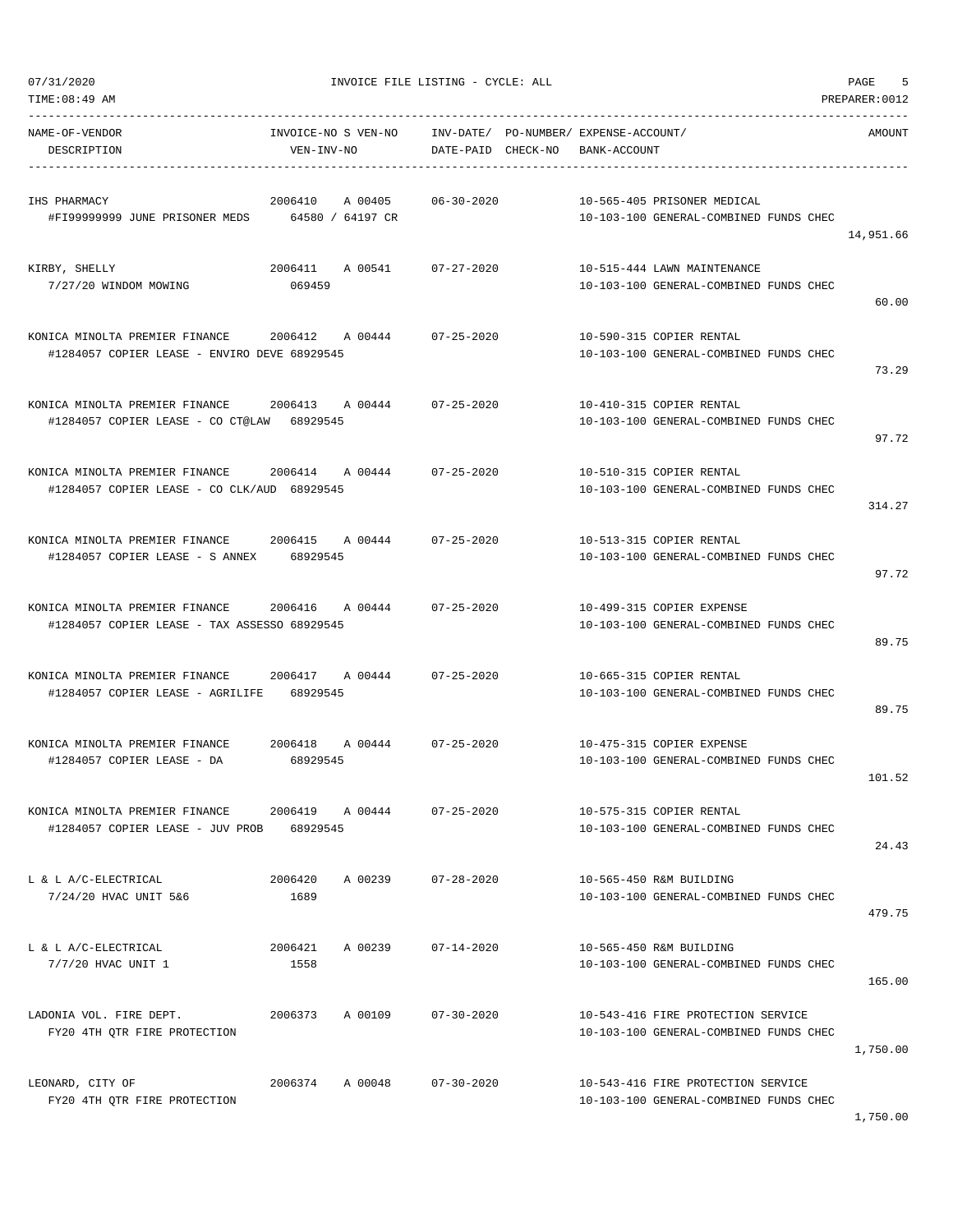07/31/2020 INVOICE FILE LISTING - CYCLE: ALL

TIME:08:49 AM PREPARER:0012

| NAME-OF-VENDOR / DESCRIPTION | INVOICE-NO S VEN-NO / VEN-INV-NO | INV-DATE/ DATE-PAID | PO-NUMBER/ CHECK-NO | EXPENSE-ACCOUNT/ BANK-ACCOUNT | AMOUNT |
|---|---|---|---|---|---|
| IHS PHARMACY<br>#FI99999999 JUNE PRISONER MEDS | 2006410 A 00405<br>64580 / 64197 CR | 06-30-2020 | | 10-565-405 PRISONER MEDICAL<br>10-103-100 GENERAL-COMBINED FUNDS CHEC | 14,951.66 |
| KIRBY, SHELLY<br>7/27/20 WINDOM MOWING | 2006411 A 00541<br>069459 | 07-27-2020 | | 10-515-444 LAWN MAINTENANCE<br>10-103-100 GENERAL-COMBINED FUNDS CHEC | 60.00 |
| KONICA MINOLTA PREMIER FINANCE<br>#1284057 COPIER LEASE - ENVIRO DEVE | 2006412 A 00444<br>68929545 | 07-25-2020 | | 10-590-315 COPIER RENTAL<br>10-103-100 GENERAL-COMBINED FUNDS CHEC | 73.29 |
| KONICA MINOLTA PREMIER FINANCE<br>#1284057 COPIER LEASE - CO CT@LAW | 2006413 A 00444<br>68929545 | 07-25-2020 | | 10-410-315 COPIER RENTAL<br>10-103-100 GENERAL-COMBINED FUNDS CHEC | 97.72 |
| KONICA MINOLTA PREMIER FINANCE<br>#1284057 COPIER LEASE - CO CLK/AUD | 2006414 A 00444<br>68929545 | 07-25-2020 | | 10-510-315 COPIER RENTAL<br>10-103-100 GENERAL-COMBINED FUNDS CHEC | 314.27 |
| KONICA MINOLTA PREMIER FINANCE<br>#1284057 COPIER LEASE - S ANNEX | 2006415 A 00444<br>68929545 | 07-25-2020 | | 10-513-315 COPIER RENTAL<br>10-103-100 GENERAL-COMBINED FUNDS CHEC | 97.72 |
| KONICA MINOLTA PREMIER FINANCE<br>#1284057 COPIER LEASE - TAX ASSESSO | 2006416 A 00444<br>68929545 | 07-25-2020 | | 10-499-315 COPIER EXPENSE<br>10-103-100 GENERAL-COMBINED FUNDS CHEC | 89.75 |
| KONICA MINOLTA PREMIER FINANCE<br>#1284057 COPIER LEASE - AGRILIFE | 2006417 A 00444<br>68929545 | 07-25-2020 | | 10-665-315 COPIER RENTAL<br>10-103-100 GENERAL-COMBINED FUNDS CHEC | 89.75 |
| KONICA MINOLTA PREMIER FINANCE<br>#1284057 COPIER LEASE - DA | 2006418 A 00444<br>68929545 | 07-25-2020 | | 10-475-315 COPIER EXPENSE<br>10-103-100 GENERAL-COMBINED FUNDS CHEC | 101.52 |
| KONICA MINOLTA PREMIER FINANCE<br>#1284057 COPIER LEASE - JUV PROB | 2006419 A 00444<br>68929545 | 07-25-2020 | | 10-575-315 COPIER RENTAL<br>10-103-100 GENERAL-COMBINED FUNDS CHEC | 24.43 |
| L & L A/C-ELECTRICAL<br>7/24/20 HVAC UNIT 5&6 | 2006420 A 00239<br>1689 | 07-28-2020 | | 10-565-450 R&M BUILDING<br>10-103-100 GENERAL-COMBINED FUNDS CHEC | 479.75 |
| L & L A/C-ELECTRICAL<br>7/7/20 HVAC UNIT 1 | 2006421 A 00239<br>1558 | 07-14-2020 | | 10-565-450 R&M BUILDING<br>10-103-100 GENERAL-COMBINED FUNDS CHEC | 165.00 |
| LADONIA VOL. FIRE DEPT.<br>FY20 4TH QTR FIRE PROTECTION | 2006373 A 00109 | 07-30-2020 | | 10-543-416 FIRE PROTECTION SERVICE<br>10-103-100 GENERAL-COMBINED FUNDS CHEC | 1,750.00 |
| LEONARD, CITY OF<br>FY20 4TH QTR FIRE PROTECTION | 2006374 A 00048 | 07-30-2020 | | 10-543-416 FIRE PROTECTION SERVICE<br>10-103-100 GENERAL-COMBINED FUNDS CHEC | 1,750.00 |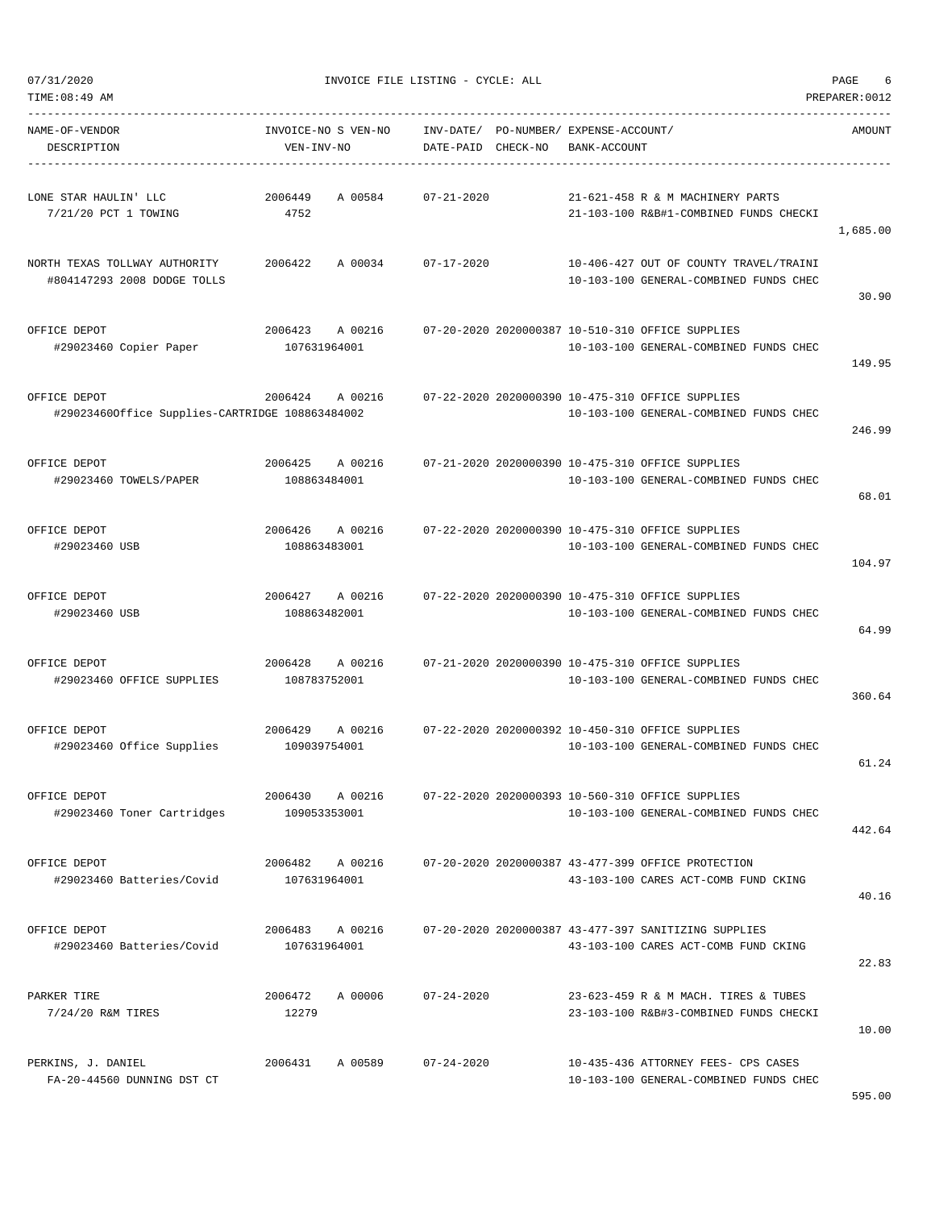07/31/2020 INVOICE FILE LISTING - CYCLE: ALL

TIME:08:49 AM PREPARER:0012

| NAME-OF-VENDOR / DESCRIPTION | INVOICE-NO S VEN-NO / VEN-INV-NO | INV-DATE/ DATE-PAID | PO-NUMBER/ CHECK-NO | EXPENSE-ACCOUNT/ BANK-ACCOUNT | AMOUNT |
|---|---|---|---|---|---|
| LONE STAR HAULIN' LLC<br>7/21/20 PCT 1 TOWING | 2006449 A 00584<br>4752 | 07-21-2020 | | 21-621-458 R & M MACHINERY PARTS<br>21-103-100 R&B#1-COMBINED FUNDS CHECKI | 1,685.00 |
| NORTH TEXAS TOLLWAY AUTHORITY<br>#804147293 2008 DODGE TOLLS | 2006422 A 00034 | 07-17-2020 | | 10-406-427 OUT OF COUNTY TRAVEL/TRAINI<br>10-103-100 GENERAL-COMBINED FUNDS CHEC | 30.90 |
| OFFICE DEPOT<br>#29023460 Copier Paper | 2006423 A 00216<br>107631964001 | 07-20-2020 | 2020000387 | 10-510-310 OFFICE SUPPLIES<br>10-103-100 GENERAL-COMBINED FUNDS CHEC | 149.95 |
| OFFICE DEPOT<br>#29023460Office Supplies-CARTRIDGE | 2006424 A 00216<br>108863484002 | 07-22-2020 | 2020000390 | 10-475-310 OFFICE SUPPLIES<br>10-103-100 GENERAL-COMBINED FUNDS CHEC | 246.99 |
| OFFICE DEPOT<br>#29023460 TOWELS/PAPER | 2006425 A 00216<br>108863484001 | 07-21-2020 | 2020000390 | 10-475-310 OFFICE SUPPLIES<br>10-103-100 GENERAL-COMBINED FUNDS CHEC | 68.01 |
| OFFICE DEPOT<br>#29023460 USB | 2006426 A 00216<br>108863483001 | 07-22-2020 | 2020000390 | 10-475-310 OFFICE SUPPLIES<br>10-103-100 GENERAL-COMBINED FUNDS CHEC | 104.97 |
| OFFICE DEPOT<br>#29023460 USB | 2006427 A 00216<br>108863482001 | 07-22-2020 | 2020000390 | 10-475-310 OFFICE SUPPLIES<br>10-103-100 GENERAL-COMBINED FUNDS CHEC | 64.99 |
| OFFICE DEPOT<br>#29023460 OFFICE SUPPLIES | 2006428 A 00216<br>108783752001 | 07-21-2020 | 2020000390 | 10-475-310 OFFICE SUPPLIES<br>10-103-100 GENERAL-COMBINED FUNDS CHEC | 360.64 |
| OFFICE DEPOT<br>#29023460 Office Supplies | 2006429 A 00216<br>109039754001 | 07-22-2020 | 2020000392 | 10-450-310 OFFICE SUPPLIES<br>10-103-100 GENERAL-COMBINED FUNDS CHEC | 61.24 |
| OFFICE DEPOT<br>#29023460 Toner Cartridges | 2006430 A 00216<br>109053353001 | 07-22-2020 | 2020000393 | 10-560-310 OFFICE SUPPLIES<br>10-103-100 GENERAL-COMBINED FUNDS CHEC | 442.64 |
| OFFICE DEPOT<br>#29023460 Batteries/Covid | 2006482 A 00216<br>107631964001 | 07-20-2020 | 2020000387 | 43-477-399 OFFICE PROTECTION<br>43-103-100 CARES ACT-COMB FUND CKING | 40.16 |
| OFFICE DEPOT<br>#29023460 Batteries/Covid | 2006483 A 00216<br>107631964001 | 07-20-2020 | 2020000387 | 43-477-397 SANITIZING SUPPLIES<br>43-103-100 CARES ACT-COMB FUND CKING | 22.83 |
| PARKER TIRE<br>7/24/20 R&M TIRES | 2006472 A 00006<br>12279 | 07-24-2020 | | 23-623-459 R & M MACH. TIRES & TUBES<br>23-103-100 R&B#3-COMBINED FUNDS CHECKI | 10.00 |
| PERKINS, J. DANIEL<br>FA-20-44560 DUNNING DST CT | 2006431 A 00589 | 07-24-2020 | | 10-435-436 ATTORNEY FEES- CPS CASES<br>10-103-100 GENERAL-COMBINED FUNDS CHEC | 595.00 |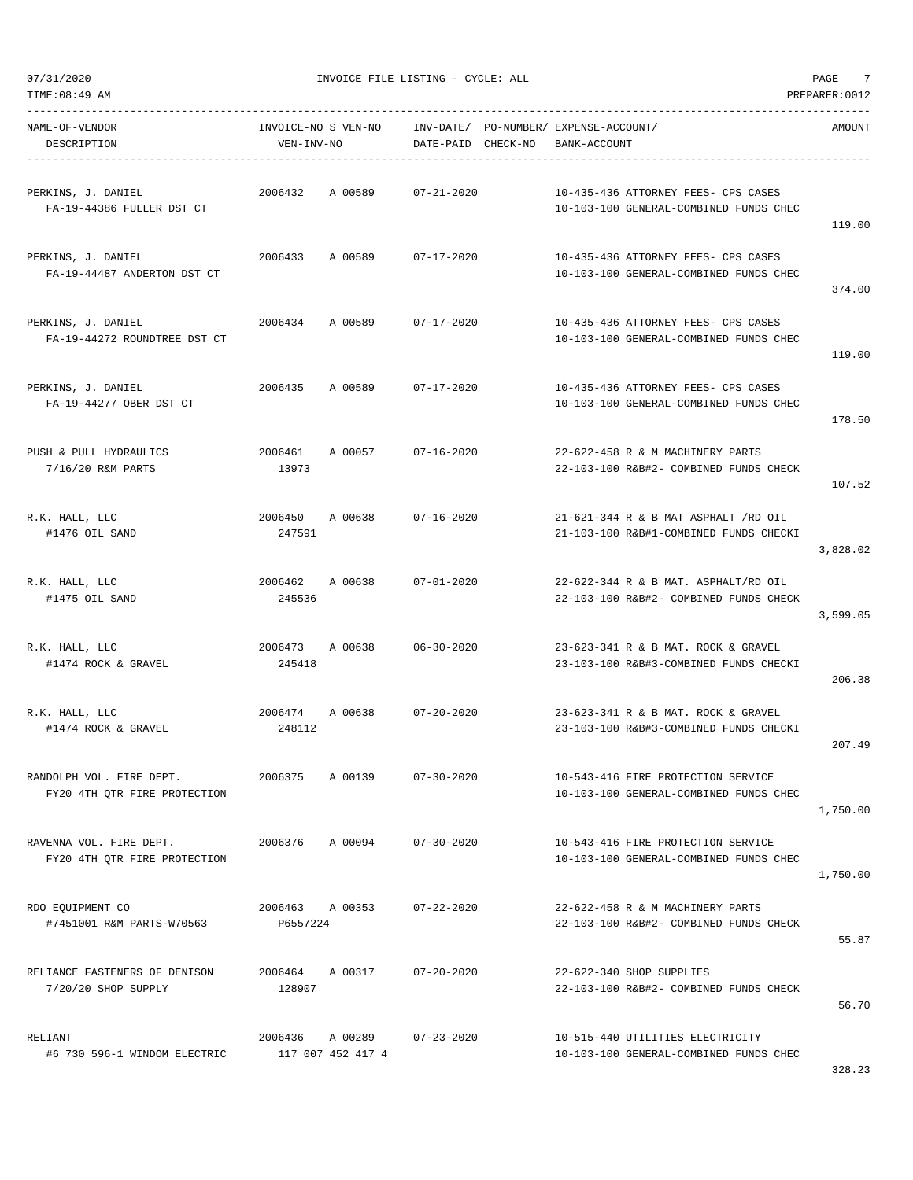07/31/2020 INVOICE FILE LISTING - CYCLE: ALL

TIME:08:49 AM PREPARER:0012

| NAME-OF-VENDOR / DESCRIPTION | INVOICE-NO S VEN-NO / VEN-INV-NO | INV-DATE/ DATE-PAID | PO-NUMBER/ CHECK-NO | EXPENSE-ACCOUNT/ BANK-ACCOUNT | AMOUNT |
|---|---|---|---|---|---|
| PERKINS, J. DANIEL<br>FA-19-44386 FULLER DST CT | 2006432 A 00589 | 07-21-2020 | | 10-435-436 ATTORNEY FEES- CPS CASES<br>10-103-100 GENERAL-COMBINED FUNDS CHEC | 119.00 |
| PERKINS, J. DANIEL<br>FA-19-44487 ANDERTON DST CT | 2006433 A 00589 | 07-17-2020 | | 10-435-436 ATTORNEY FEES- CPS CASES<br>10-103-100 GENERAL-COMBINED FUNDS CHEC | 374.00 |
| PERKINS, J. DANIEL<br>FA-19-44272 ROUNDTREE DST CT | 2006434 A 00589 | 07-17-2020 | | 10-435-436 ATTORNEY FEES- CPS CASES<br>10-103-100 GENERAL-COMBINED FUNDS CHEC | 119.00 |
| PERKINS, J. DANIEL<br>FA-19-44277 OBER DST CT | 2006435 A 00589 | 07-17-2020 | | 10-435-436 ATTORNEY FEES- CPS CASES<br>10-103-100 GENERAL-COMBINED FUNDS CHEC | 178.50 |
| PUSH & PULL HYDRAULICS<br>7/16/20 R&M PARTS | 2006461 A 00057<br>13973 | 07-16-2020 | | 22-622-458 R & M MACHINERY PARTS<br>22-103-100 R&B#2- COMBINED FUNDS CHECK | 107.52 |
| R.K. HALL, LLC<br>#1476 OIL SAND | 2006450 A 00638<br>247591 | 07-16-2020 | | 21-621-344 R & B MAT ASPHALT /RD OIL<br>21-103-100 R&B#1-COMBINED FUNDS CHECKI | 3,828.02 |
| R.K. HALL, LLC<br>#1475 OIL SAND | 2006462 A 00638<br>245536 | 07-01-2020 | | 22-622-344 R & B MAT. ASPHALT/RD OIL<br>22-103-100 R&B#2- COMBINED FUNDS CHECK | 3,599.05 |
| R.K. HALL, LLC<br>#1474 ROCK & GRAVEL | 2006473 A 00638<br>245418 | 06-30-2020 | | 23-623-341 R & B MAT. ROCK & GRAVEL<br>23-103-100 R&B#3-COMBINED FUNDS CHECKI | 206.38 |
| R.K. HALL, LLC<br>#1474 ROCK & GRAVEL | 2006474 A 00638<br>248112 | 07-20-2020 | | 23-623-341 R & B MAT. ROCK & GRAVEL<br>23-103-100 R&B#3-COMBINED FUNDS CHECKI | 207.49 |
| RANDOLPH VOL. FIRE DEPT.<br>FY20 4TH QTR FIRE PROTECTION | 2006375 A 00139 | 07-30-2020 | | 10-543-416 FIRE PROTECTION SERVICE<br>10-103-100 GENERAL-COMBINED FUNDS CHEC | 1,750.00 |
| RAVENNA VOL. FIRE DEPT.<br>FY20 4TH QTR FIRE PROTECTION | 2006376 A 00094 | 07-30-2020 | | 10-543-416 FIRE PROTECTION SERVICE<br>10-103-100 GENERAL-COMBINED FUNDS CHEC | 1,750.00 |
| RDO EQUIPMENT CO<br>#7451001 R&M PARTS-W70563 | 2006463 A 00353<br>P6557224 | 07-22-2020 | | 22-622-458 R & M MACHINERY PARTS<br>22-103-100 R&B#2- COMBINED FUNDS CHECK | 55.87 |
| RELIANCE FASTENERS OF DENISON<br>7/20/20 SHOP SUPPLY | 2006464 A 00317<br>128907 | 07-20-2020 | | 22-622-340 SHOP SUPPLIES<br>22-103-100 R&B#2- COMBINED FUNDS CHECK | 56.70 |
| RELIANT<br>#6 730 596-1 WINDOM ELECTRIC | 2006436 A 00289<br>117 007 452 417 4 | 07-23-2020 | | 10-515-440 UTILITIES ELECTRICITY<br>10-103-100 GENERAL-COMBINED FUNDS CHEC | 328.23 |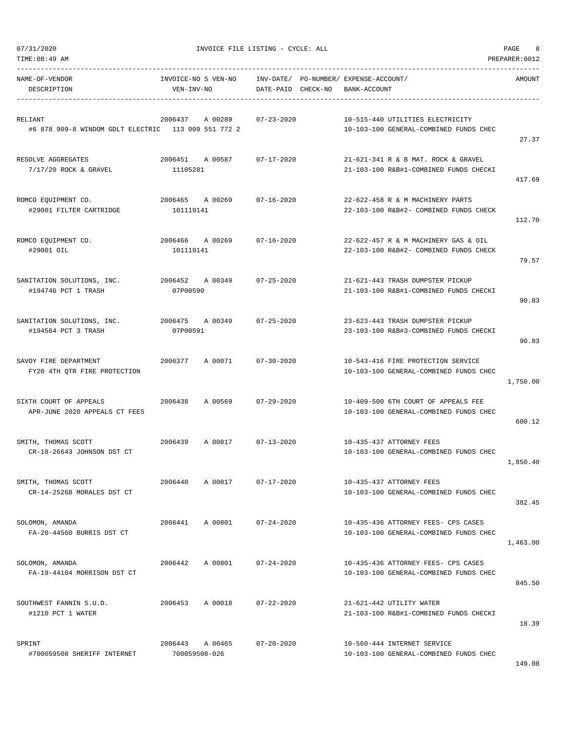| NAME-OF-VENDOR DESCRIPTION | INVOICE-NO S VEN-NO VEN-INV-NO | INV-DATE/ DATE-PAID | PO-NUMBER/ CHECK-NO | EXPENSE-ACCOUNT/ BANK-ACCOUNT | AMOUNT |
|---|---|---|---|---|---|
| RELIANT<br>#6 878 909-8 WINDOM GDLT ELECTRIC | 2006437 A 00289<br>113 009 551 772 2 | 07-23-2020 | | 10-515-440 UTILITIES ELECTRICITY<br>10-103-100 GENERAL-COMBINED FUNDS CHEC | 27.37 |
| RESOLVE AGGREGATES<br>7/17/20 ROCK & GRAVEL | 2006451 A 00587<br>11105281 | 07-17-2020 | | 21-621-341 R & B MAT. ROCK & GRAVEL<br>21-103-100 R&B#1-COMBINED FUNDS CHECKI | 417.69 |
| ROMCO EQUIPMENT CO.<br>#29001 FILTER CARTRIDGE | 2006465 A 00269<br>101119141 | 07-16-2020 | | 22-622-458 R & M MACHINERY PARTS<br>22-103-100 R&B#2- COMBINED FUNDS CHECK | 112.70 |
| ROMCO EQUIPMENT CO.<br>#29001 OIL | 2006466 A 00269<br>101119141 | 07-16-2020 | | 22-622-457 R & M MACHINERY GAS & OIL<br>22-103-100 R&B#2- COMBINED FUNDS CHECK | 79.57 |
| SANITATION SOLUTIONS, INC.<br>#194746 PCT 1 TRASH | 2006452 A 00349<br>07P00590 | 07-25-2020 | | 21-621-443 TRASH DUMPSTER PICKUP<br>21-103-100 R&B#1-COMBINED FUNDS CHECKI | 90.83 |
| SANITATION SOLUTIONS, INC.<br>#194564 PCT 3 TRASH | 2006475 A 00349<br>07P00591 | 07-25-2020 | | 23-623-443 TRASH DUMPSTER PICKUP<br>23-103-100 R&B#3-COMBINED FUNDS CHECKI | 90.83 |
| SAVOY FIRE DEPARTMENT<br>FY20 4TH QTR FIRE PROTECTION | 2006377 A 00071 | 07-30-2020 | | 10-543-416 FIRE PROTECTION SERVICE<br>10-103-100 GENERAL-COMBINED FUNDS CHEC | 1,750.00 |
| SIXTH COURT OF APPEALS<br>APR-JUNE 2020 APPEALS CT FEES | 2006438 A 00569 | 07-29-2020 | | 10-409-500 6TH COURT OF APPEALS FEE<br>10-103-100 GENERAL-COMBINED FUNDS CHEC | 600.12 |
| SMITH, THOMAS SCOTT<br>CR-18-26643 JOHNSON DST CT | 2006439 A 00817 | 07-13-2020 | | 10-435-437 ATTORNEY FEES<br>10-103-100 GENERAL-COMBINED FUNDS CHEC | 1,850.40 |
| SMITH, THOMAS SCOTT<br>CR-14-25268 MORALES DST CT | 2006440 A 00817 | 07-17-2020 | | 10-435-437 ATTORNEY FEES<br>10-103-100 GENERAL-COMBINED FUNDS CHEC | 382.45 |
| SOLOMON, AMANDA<br>FA-20-44560 BURRIS DST CT | 2006441 A 00801 | 07-24-2020 | | 10-435-436 ATTORNEY FEES- CPS CASES<br>10-103-100 GENERAL-COMBINED FUNDS CHEC | 1,463.00 |
| SOLOMON, AMANDA<br>FA-19-44104 MORRISON DST CT | 2006442 A 00801 | 07-24-2020 | | 10-435-436 ATTORNEY FEES- CPS CASES<br>10-103-100 GENERAL-COMBINED FUNDS CHEC | 845.50 |
| SOUTHWEST FANNIN S.U.D.<br>#1210 PCT 1 WATER | 2006453 A 00018 | 07-22-2020 | | 21-621-442 UTILITY WATER<br>21-103-100 R&B#1-COMBINED FUNDS CHECKI | 18.39 |
| SPRINT<br>#700059508 SHERIFF INTERNET | 2006443 A 00465<br>700059508-026 | 07-20-2020 | | 10-560-444 INTERNET SERVICE<br>10-103-100 GENERAL-COMBINED FUNDS CHEC | 149.08 |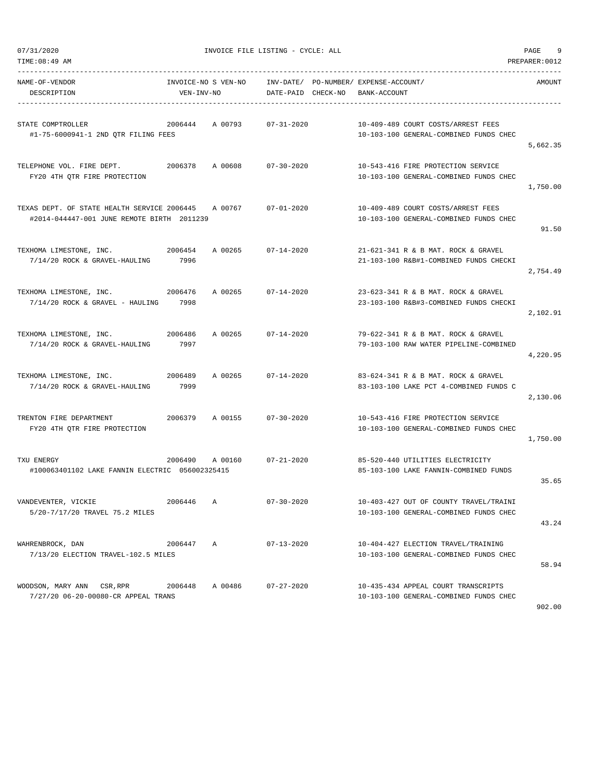07/31/2020 INVOICE FILE LISTING - CYCLE: ALL

TIME:08:49 AM PREPARER:0012

| NAME-OF-VENDOR / DESCRIPTION | INVOICE-NO / VEN-INV-NO | S | VEN-NO | INV-DATE/ DATE-PAID | PO-NUMBER/ CHECK-NO | EXPENSE-ACCOUNT/ BANK-ACCOUNT | AMOUNT |
|---|---|---|---|---|---|---|---|
| STATE COMPTROLLER<br>#1-75-6000941-1 2ND QTR FILING FEES | 2006444 | A | 00793 | 07-31-2020 | | 10-409-489 COURT COSTS/ARREST FEES<br>10-103-100 GENERAL-COMBINED FUNDS CHEC | 5,662.35 |
| TELEPHONE VOL. FIRE DEPT.<br>FY20 4TH QTR FIRE PROTECTION | 2006378 | A | 00608 | 07-30-2020 | | 10-543-416 FIRE PROTECTION SERVICE<br>10-103-100 GENERAL-COMBINED FUNDS CHEC | 1,750.00 |
| TEXAS DEPT. OF STATE HEALTH SERVICE<br>#2014-044447-001 JUNE REMOTE BIRTH | 2006445<br>2011239 | A | 00767 | 07-01-2020 | | 10-409-489 COURT COSTS/ARREST FEES<br>10-103-100 GENERAL-COMBINED FUNDS CHEC | 91.50 |
| TEXHOMA LIMESTONE, INC.<br>7/14/20 ROCK & GRAVEL-HAULING | 2006454<br>7996 | A | 00265 | 07-14-2020 | | 21-621-341 R & B MAT. ROCK & GRAVEL<br>21-103-100 R&B#1-COMBINED FUNDS CHECKI | 2,754.49 |
| TEXHOMA LIMESTONE, INC.<br>7/14/20 ROCK & GRAVEL - HAULING | 2006476<br>7998 | A | 00265 | 07-14-2020 | | 23-623-341 R & B MAT. ROCK & GRAVEL<br>23-103-100 R&B#3-COMBINED FUNDS CHECKI | 2,102.91 |
| TEXHOMA LIMESTONE, INC.<br>7/14/20 ROCK & GRAVEL-HAULING | 2006486<br>7997 | A | 00265 | 07-14-2020 | | 79-622-341 R & B MAT. ROCK & GRAVEL<br>79-103-100 RAW WATER PIPELINE-COMBINED | 4,220.95 |
| TEXHOMA LIMESTONE, INC.<br>7/14/20 ROCK & GRAVEL-HAULING | 2006489<br>7999 | A | 00265 | 07-14-2020 | | 83-624-341 R & B MAT. ROCK & GRAVEL<br>83-103-100 LAKE PCT 4-COMBINED FUNDS C | 2,130.06 |
| TRENTON FIRE DEPARTMENT<br>FY20 4TH QTR FIRE PROTECTION | 2006379 | A | 00155 | 07-30-2020 | | 10-543-416 FIRE PROTECTION SERVICE<br>10-103-100 GENERAL-COMBINED FUNDS CHEC | 1,750.00 |
| TXU ENERGY<br>#100063401102 LAKE FANNIN ELECTRIC | 2006490<br>056002325415 | A | 00160 | 07-21-2020 | | 85-520-440 UTILITIES ELECTRICITY<br>85-103-100 LAKE FANNIN-COMBINED FUNDS | 35.65 |
| VANDEVENTER, VICKIE<br>5/20-7/17/20 TRAVEL 75.2 MILES | 2006446 | A | | 07-30-2020 | | 10-403-427 OUT OF COUNTY TRAVEL/TRAINI<br>10-103-100 GENERAL-COMBINED FUNDS CHEC | 43.24 |
| WAHRENBROCK, DAN<br>7/13/20 ELECTION TRAVEL-102.5 MILES | 2006447 | A | | 07-13-2020 | | 10-404-427 ELECTION TRAVEL/TRAINING<br>10-103-100 GENERAL-COMBINED FUNDS CHEC | 58.94 |
| WOODSON, MARY ANN CSR,RPR<br>7/27/20 06-20-00080-CR APPEAL TRANS | 2006448 | A | 00486 | 07-27-2020 | | 10-435-434 APPEAL COURT TRANSCRIPTS<br>10-103-100 GENERAL-COMBINED FUNDS CHEC | 902.00 |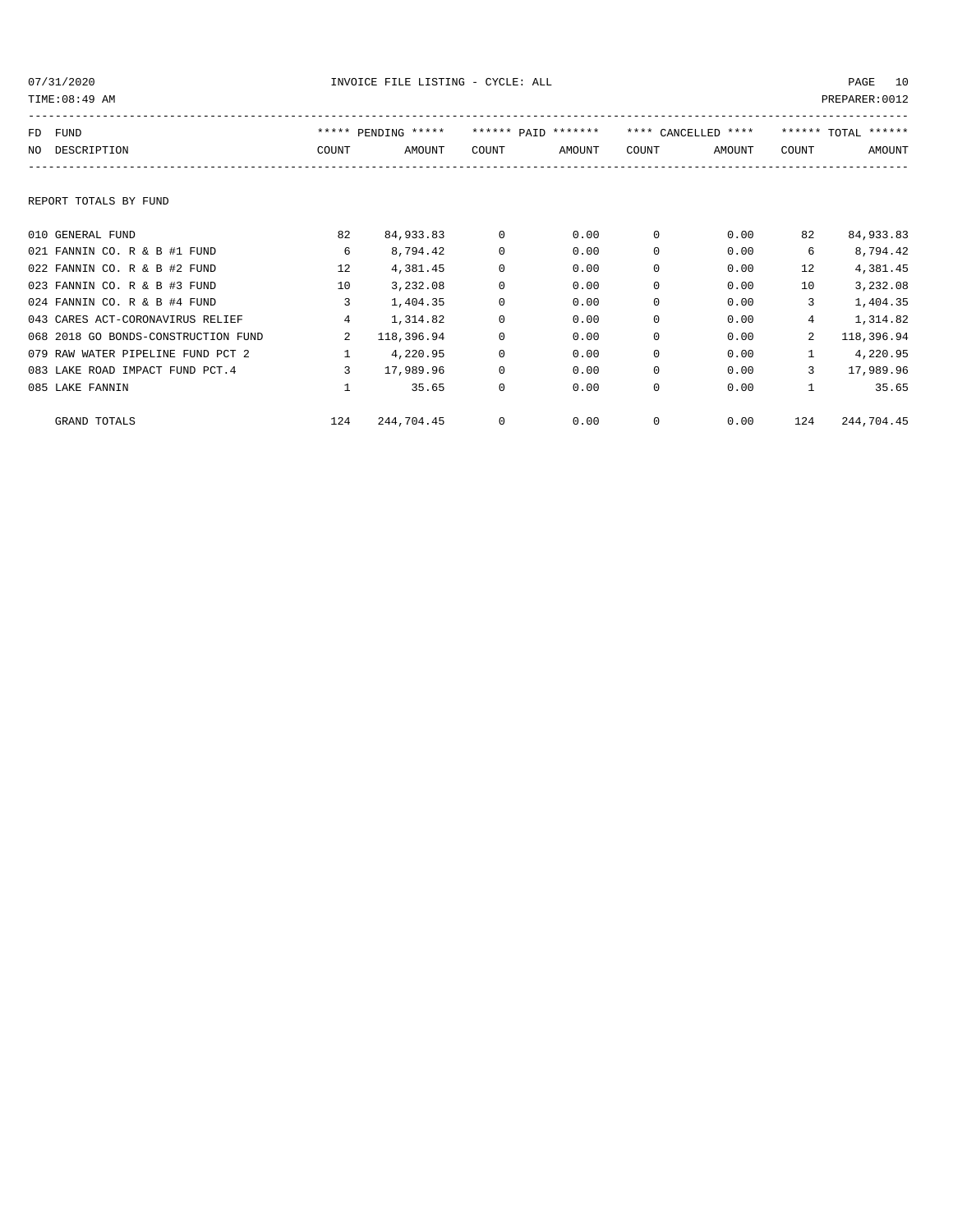07/31/2020 INVOICE FILE LISTING - CYCLE: ALL

TIME:08:49 AM PREPARER:0012

| FD NO | FUND DESCRIPTION | ***** PENDING ***** COUNT | AMOUNT | ****** PAID ******* COUNT | AMOUNT | **** CANCELLED **** COUNT | AMOUNT | ****** TOTAL ****** COUNT | AMOUNT |
|---|---|---|---|---|---|---|---|---|---|
| | REPORT TOTALS BY FUND | | | | | | | | |
| 010 | GENERAL FUND | 82 | 84,933.83 | 0 | 0.00 | 0 | 0.00 | 82 | 84,933.83 |
| 021 | FANNIN CO. R & B #1 FUND | 6 | 8,794.42 | 0 | 0.00 | 0 | 0.00 | 6 | 8,794.42 |
| 022 | FANNIN CO. R & B #2 FUND | 12 | 4,381.45 | 0 | 0.00 | 0 | 0.00 | 12 | 4,381.45 |
| 023 | FANNIN CO. R & B #3 FUND | 10 | 3,232.08 | 0 | 0.00 | 0 | 0.00 | 10 | 3,232.08 |
| 024 | FANNIN CO. R & B #4 FUND | 3 | 1,404.35 | 0 | 0.00 | 0 | 0.00 | 3 | 1,404.35 |
| 043 | CARES ACT-CORONAVIRUS RELIEF | 4 | 1,314.82 | 0 | 0.00 | 0 | 0.00 | 4 | 1,314.82 |
| 068 | 2018 GO BONDS-CONSTRUCTION FUND | 2 | 118,396.94 | 0 | 0.00 | 0 | 0.00 | 2 | 118,396.94 |
| 079 | RAW WATER PIPELINE FUND PCT 2 | 1 | 4,220.95 | 0 | 0.00 | 0 | 0.00 | 1 | 4,220.95 |
| 083 | LAKE ROAD IMPACT FUND PCT.4 | 3 | 17,989.96 | 0 | 0.00 | 0 | 0.00 | 3 | 17,989.96 |
| 085 | LAKE FANNIN | 1 | 35.65 | 0 | 0.00 | 0 | 0.00 | 1 | 35.65 |
| | GRAND TOTALS | 124 | 244,704.45 | 0 | 0.00 | 0 | 0.00 | 124 | 244,704.45 |